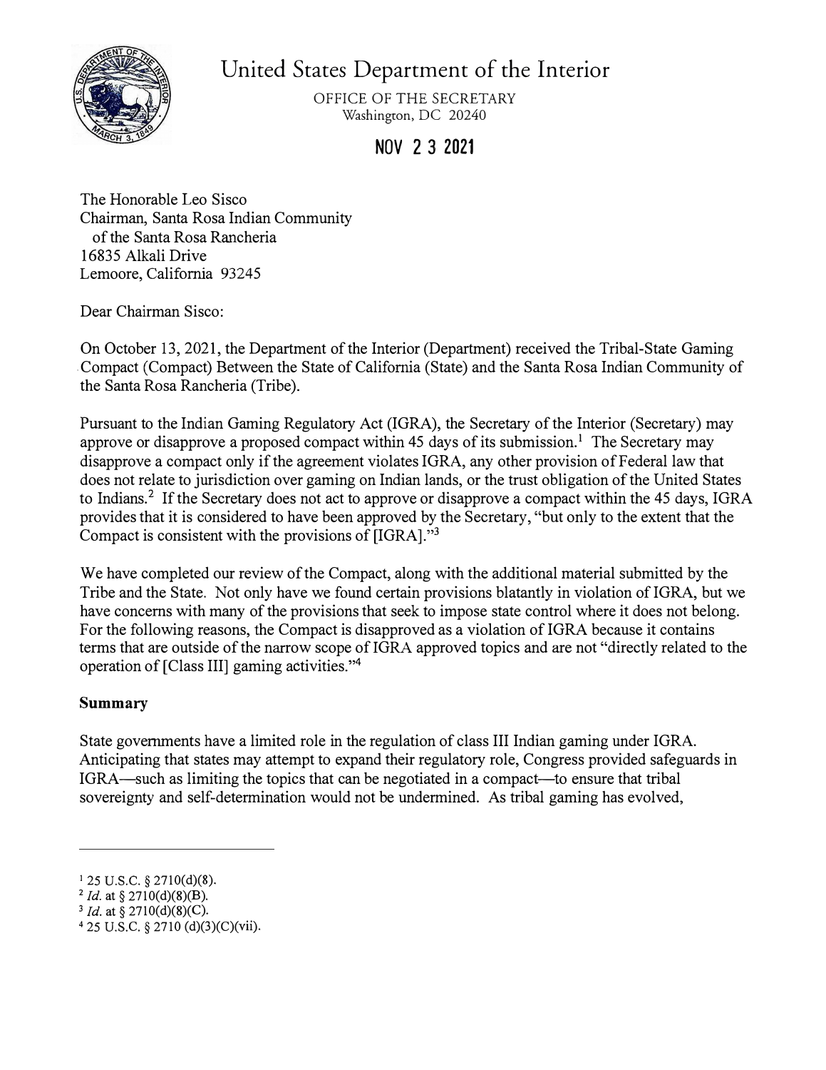# United States Department of the Interior

OFFICE OF THE SECRETARY
Washington, DC 20240

**NOV 2 3 2021**

The Honorable Leo Sisco
Chairman, Santa Rosa Indian Community
of the Santa Rosa Rancheria
16835 Alkali Drive
Lemoore, California 93245

Dear Chairman Sisco:

On October 13, 2021, the Department of the Interior (Department) received the Tribal-State Gaming Compact (Compact) Between the State of California (State) and the Santa Rosa Indian Community of the Santa Rosa Rancheria (Tribe).

Pursuant to the Indian Gaming Regulatory Act (IGRA), the Secretary of the Interior (Secretary) may approve or disapprove a proposed compact within 45 days of its submission.[1] The Secretary may disapprove a compact only if the agreement violates IGRA, any other provision of Federal law that does not relate to jurisdiction over gaming on Indian lands, or the trust obligation of the United States to Indians.[2] If the Secretary does not act to approve or disapprove a compact within the 45 days, IGRA provides that it is considered to have been approved by the Secretary, "but only to the extent that the Compact is consistent with the provisions of [IGRA]."[3]

We have completed our review of the Compact, along with the additional material submitted by the Tribe and the State. Not only have we found certain provisions blatantly in violation of IGRA, but we have concerns with many of the provisions that seek to impose state control where it does not belong. For the following reasons, the Compact is disapproved as a violation of IGRA because it contains terms that are outside of the narrow scope of IGRA approved topics and are not "directly related to the operation of [Class III] gaming activities."[4]

**Summary**

State governments have a limited role in the regulation of class III Indian gaming under IGRA. Anticipating that states may attempt to expand their regulatory role, Congress provided safeguards in IGRA—such as limiting the topics that can be negotiated in a compact—to ensure that tribal sovereignty and self-determination would not be undermined. As tribal gaming has evolved,

---

[1] 25 U.S.C. § 2710(d)(8).
[2] *Id.* at § 2710(d)(8)(B).
[3] *Id.* at § 2710(d)(8)(C).
[4] 25 U.S.C. § 2710 (d)(3)(C)(vii).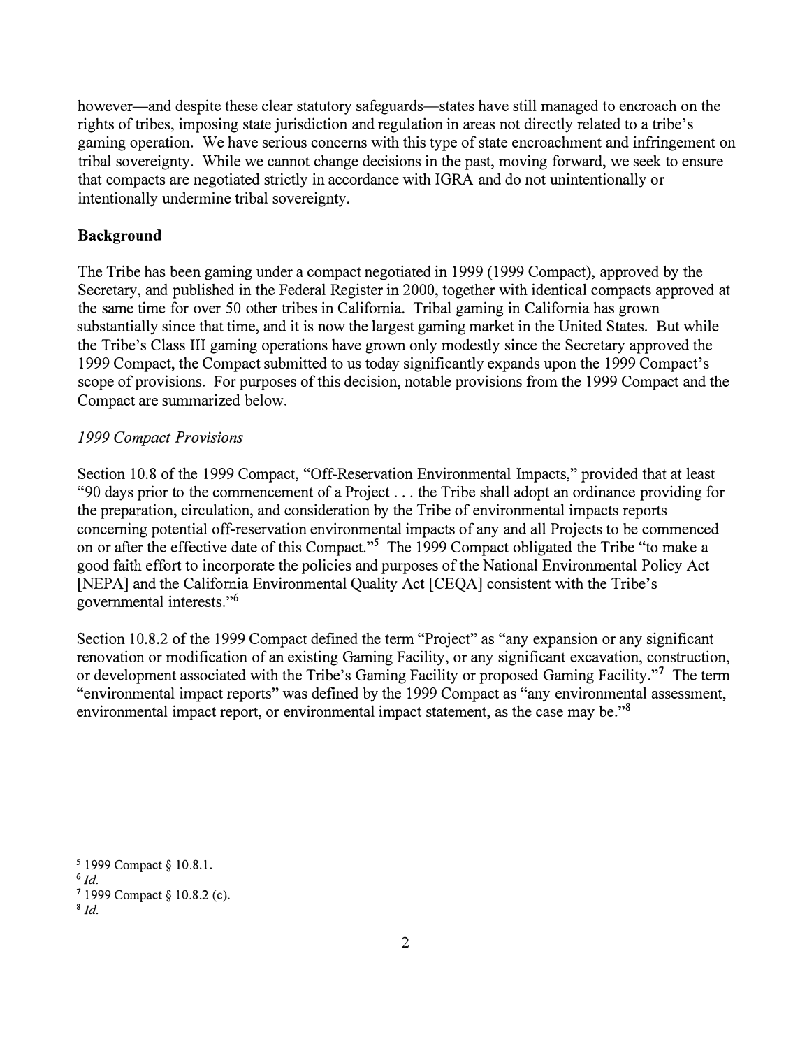however—and despite these clear statutory safeguards—states have still managed to encroach on the rights of tribes, imposing state jurisdiction and regulation in areas not directly related to a tribe's gaming operation. We have serious concerns with this type of state encroachment and infringement on tribal sovereignty. While we cannot change decisions in the past, moving forward, we seek to ensure that compacts are negotiated strictly in accordance with IGRA and do not unintentionally or intentionally undermine tribal sovereignty.

**Background**

The Tribe has been gaming under a compact negotiated in 1999 (1999 Compact), approved by the Secretary, and published in the Federal Register in 2000, together with identical compacts approved at the same time for over 50 other tribes in California. Tribal gaming in California has grown substantially since that time, and it is now the largest gaming market in the United States. But while the Tribe's Class III gaming operations have grown only modestly since the Secretary approved the 1999 Compact, the Compact submitted to us today significantly expands upon the 1999 Compact's scope of provisions. For purposes of this decision, notable provisions from the 1999 Compact and the Compact are summarized below.

*1999 Compact Provisions*

Section 10.8 of the 1999 Compact, "Off-Reservation Environmental Impacts," provided that at least "90 days prior to the commencement of a Project . . . the Tribe shall adopt an ordinance providing for the preparation, circulation, and consideration by the Tribe of environmental impacts reports concerning potential off-reservation environmental impacts of any and all Projects to be commenced on or after the effective date of this Compact."[5] The 1999 Compact obligated the Tribe "to make a good faith effort to incorporate the policies and purposes of the National Environmental Policy Act [NEPA] and the California Environmental Quality Act [CEQA] consistent with the Tribe's governmental interests."[6]

Section 10.8.2 of the 1999 Compact defined the term "Project" as "any expansion or any significant renovation or modification of an existing Gaming Facility, or any significant excavation, construction, or development associated with the Tribe's Gaming Facility or proposed Gaming Facility."[7] The term "environmental impact reports" was defined by the 1999 Compact as "any environmental assessment, environmental impact report, or environmental impact statement, as the case may be."[8]

[5] 1999 Compact § 10.8.1.
[6] *Id.*
[7] 1999 Compact § 10.8.2 (c).
[8] *Id.*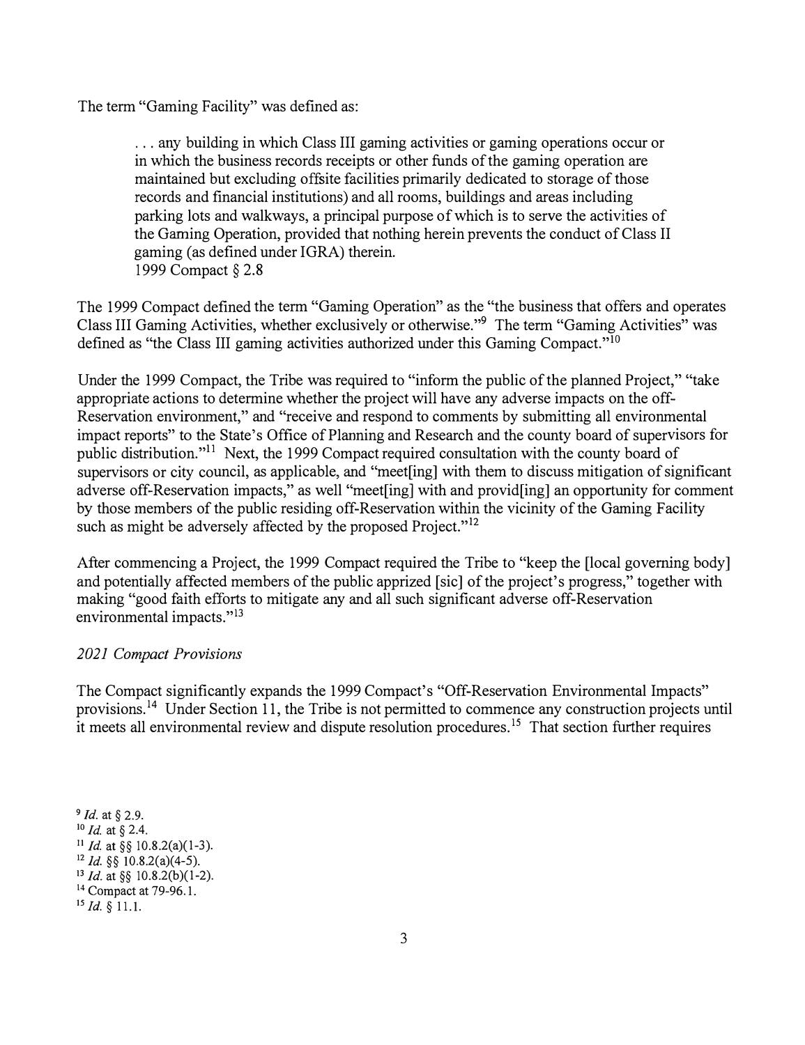The term "Gaming Facility" was defined as:

> . . . any building in which Class III gaming activities or gaming operations occur or in which the business records receipts or other funds of the gaming operation are maintained but excluding offsite facilities primarily dedicated to storage of those records and financial institutions) and all rooms, buildings and areas including parking lots and walkways, a principal purpose of which is to serve the activities of the Gaming Operation, provided that nothing herein prevents the conduct of Class II gaming (as defined under IGRA) therein.
> 1999 Compact § 2.8

The 1999 Compact defined the term "Gaming Operation" as the "the business that offers and operates Class III Gaming Activities, whether exclusively or otherwise."[9] The term "Gaming Activities" was defined as "the Class III gaming activities authorized under this Gaming Compact."[10]

Under the 1999 Compact, the Tribe was required to "inform the public of the planned Project," "take appropriate actions to determine whether the project will have any adverse impacts on the off-Reservation environment," and "receive and respond to comments by submitting all environmental impact reports" to the State's Office of Planning and Research and the county board of supervisors for public distribution."[11] Next, the 1999 Compact required consultation with the county board of supervisors or city council, as applicable, and "meet[ing] with them to discuss mitigation of significant adverse off-Reservation impacts," as well "meet[ing] with and provid[ing] an opportunity for comment by those members of the public residing off-Reservation within the vicinity of the Gaming Facility such as might be adversely affected by the proposed Project."[12]

After commencing a Project, the 1999 Compact required the Tribe to "keep the [local governing body] and potentially affected members of the public apprized [sic] of the project's progress," together with making "good faith efforts to mitigate any and all such significant adverse off-Reservation environmental impacts."[13]

*2021 Compact Provisions*

The Compact significantly expands the 1999 Compact's "Off-Reservation Environmental Impacts" provisions.[14] Under Section 11, the Tribe is not permitted to commence any construction projects until it meets all environmental review and dispute resolution procedures.[15] That section further requires

---

[9] *Id.* at § 2.9.
[10] *Id.* at § 2.4.
[11] *Id.* at §§ 10.8.2(a)(1-3).
[12] *Id.* §§ 10.8.2(a)(4-5).
[13] *Id.* at §§ 10.8.2(b)(1-2).
[14] Compact at 79-96.1.
[15] *Id.* § 11.1.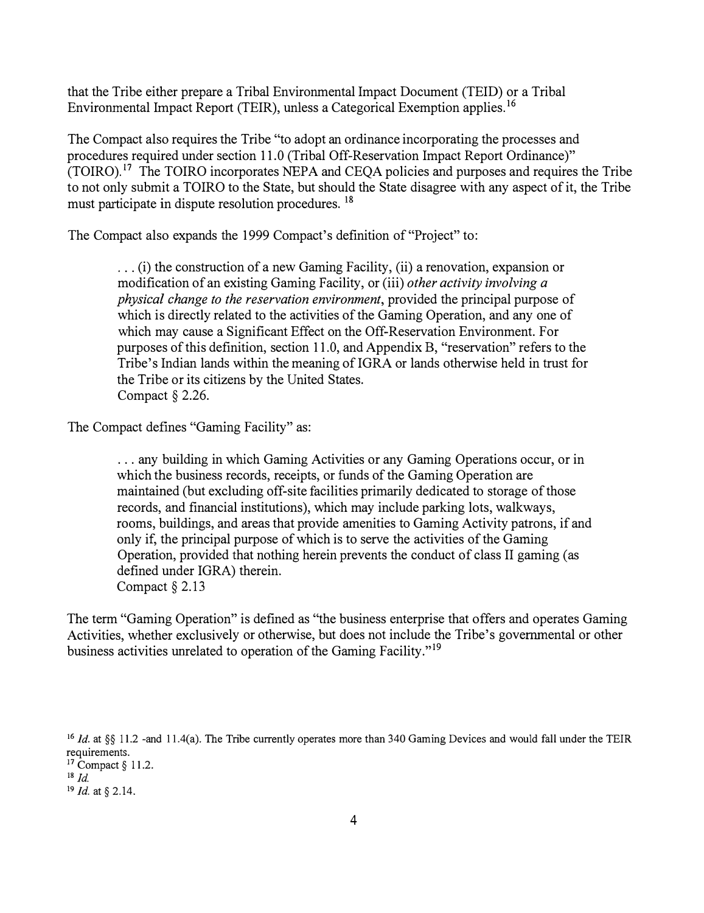that the Tribe either prepare a Tribal Environmental Impact Document (TEID) or a Tribal Environmental Impact Report (TEIR), unless a Categorical Exemption applies.[16]

The Compact also requires the Tribe "to adopt an ordinance incorporating the processes and procedures required under section 11.0 (Tribal Off-Reservation Impact Report Ordinance)" (TOIRO).[17] The TOIRO incorporates NEPA and CEQA policies and purposes and requires the Tribe to not only submit a TOIRO to the State, but should the State disagree with any aspect of it, the Tribe must participate in dispute resolution procedures.[18]

The Compact also expands the 1999 Compact's definition of "Project" to:

> . . . (i) the construction of a new Gaming Facility, (ii) a renovation, expansion or modification of an existing Gaming Facility, or (iii) *other activity involving a physical change to the reservation environment*, provided the principal purpose of which is directly related to the activities of the Gaming Operation, and any one of which may cause a Significant Effect on the Off-Reservation Environment. For purposes of this definition, section 11.0, and Appendix B, "reservation" refers to the Tribe's Indian lands within the meaning of IGRA or lands otherwise held in trust for the Tribe or its citizens by the United States.
> Compact § 2.26.

The Compact defines "Gaming Facility" as:

> . . . any building in which Gaming Activities or any Gaming Operations occur, or in which the business records, receipts, or funds of the Gaming Operation are maintained (but excluding off-site facilities primarily dedicated to storage of those records, and financial institutions), which may include parking lots, walkways, rooms, buildings, and areas that provide amenities to Gaming Activity patrons, if and only if, the principal purpose of which is to serve the activities of the Gaming Operation, provided that nothing herein prevents the conduct of class II gaming (as defined under IGRA) therein.
> Compact § 2.13

The term "Gaming Operation" is defined as "the business enterprise that offers and operates Gaming Activities, whether exclusively or otherwise, but does not include the Tribe's governmental or other business activities unrelated to operation of the Gaming Facility."[19]

---

[16] *Id.* at §§ 11.2 -and 11.4(a). The Tribe currently operates more than 340 Gaming Devices and would fall under the TEIR requirements.

[17] Compact § 11.2.

[18] *Id.*

[19] *Id.* at § 2.14.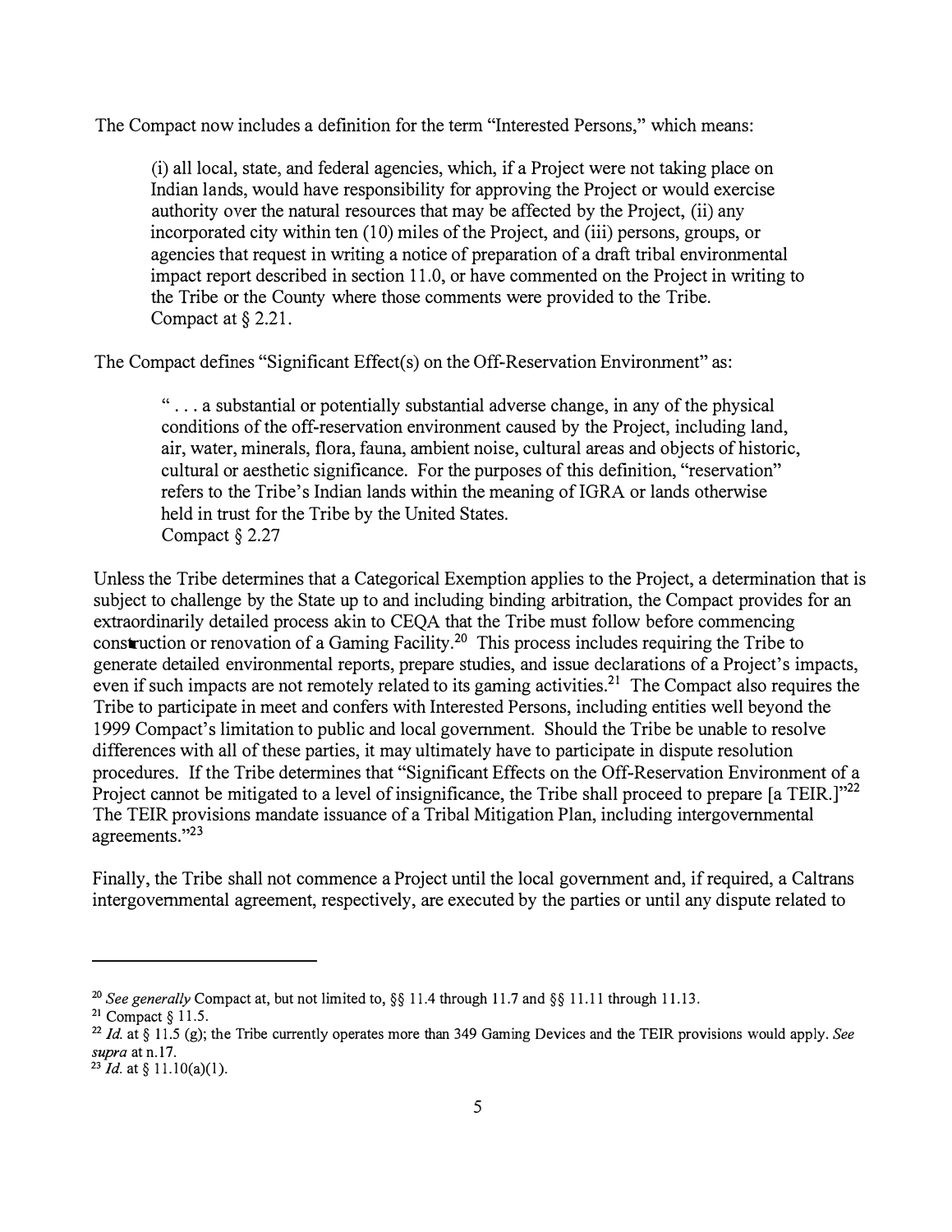The Compact now includes a definition for the term "Interested Persons," which means:

> (i) all local, state, and federal agencies, which, if a Project were not taking place on Indian lands, would have responsibility for approving the Project or would exercise authority over the natural resources that may be affected by the Project, (ii) any incorporated city within ten (10) miles of the Project, and (iii) persons, groups, or agencies that request in writing a notice of preparation of a draft tribal environmental impact report described in section 11.0, or have commented on the Project in writing to the Tribe or the County where those comments were provided to the Tribe.
> Compact at § 2.21.

The Compact defines "Significant Effect(s) on the Off-Reservation Environment" as:

> " . . . a substantial or potentially substantial adverse change, in any of the physical conditions of the off-reservation environment caused by the Project, including land, air, water, minerals, flora, fauna, ambient noise, cultural areas and objects of historic, cultural or aesthetic significance. For the purposes of this definition, "reservation" refers to the Tribe's Indian lands within the meaning of IGRA or lands otherwise held in trust for the Tribe by the United States.
> Compact § 2.27

Unless the Tribe determines that a Categorical Exemption applies to the Project, a determination that is subject to challenge by the State up to and including binding arbitration, the Compact provides for an extraordinarily detailed process akin to CEQA that the Tribe must follow before commencing construction or renovation of a Gaming Facility.[20] This process includes requiring the Tribe to generate detailed environmental reports, prepare studies, and issue declarations of a Project's impacts, even if such impacts are not remotely related to its gaming activities.[21] The Compact also requires the Tribe to participate in meet and confers with Interested Persons, including entities well beyond the 1999 Compact's limitation to public and local government. Should the Tribe be unable to resolve differences with all of these parties, it may ultimately have to participate in dispute resolution procedures. If the Tribe determines that "Significant Effects on the Off-Reservation Environment of a Project cannot be mitigated to a level of insignificance, the Tribe shall proceed to prepare [a TEIR.]"[22] The TEIR provisions mandate issuance of a Tribal Mitigation Plan, including intergovernmental agreements."[23]

Finally, the Tribe shall not commence a Project until the local government and, if required, a Caltrans intergovernmental agreement, respectively, are executed by the parties or until any dispute related to

---

[20] *See generally* Compact at, but not limited to, §§ 11.4 through 11.7 and §§ 11.11 through 11.13.

[21] Compact § 11.5.

[22] *Id.* at § 11.5 (g); the Tribe currently operates more than 349 Gaming Devices and the TEIR provisions would apply. *See supra* at n.17.

[23] *Id.* at § 11.10(a)(1).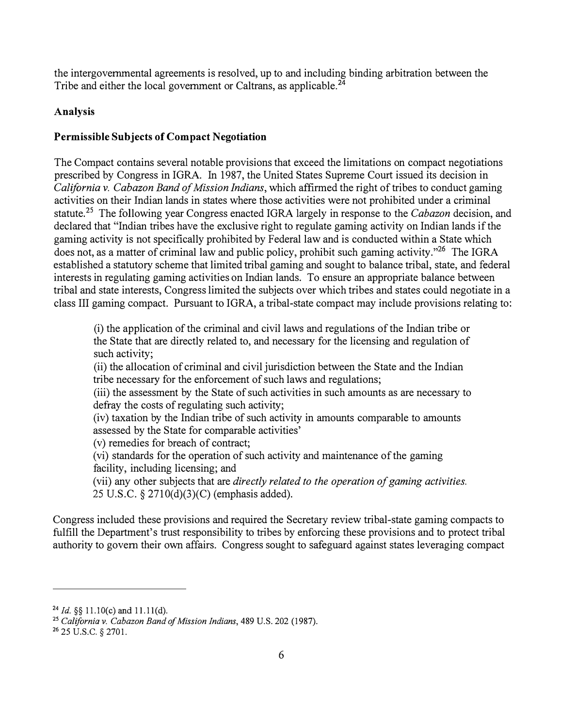the intergovernmental agreements is resolved, up to and including binding arbitration between the Tribe and either the local government or Caltrans, as applicable.[24]

**Analysis**

**Permissible Subjects of Compact Negotiation**

The Compact contains several notable provisions that exceed the limitations on compact negotiations prescribed by Congress in IGRA. In 1987, the United States Supreme Court issued its decision in *California v. Cabazon Band of Mission Indians*, which affirmed the right of tribes to conduct gaming activities on their Indian lands in states where those activities were not prohibited under a criminal statute.[25] The following year Congress enacted IGRA largely in response to the *Cabazon* decision, and declared that "Indian tribes have the exclusive right to regulate gaming activity on Indian lands if the gaming activity is not specifically prohibited by Federal law and is conducted within a State which does not, as a matter of criminal law and public policy, prohibit such gaming activity."[26] The IGRA established a statutory scheme that limited tribal gaming and sought to balance tribal, state, and federal interests in regulating gaming activities on Indian lands. To ensure an appropriate balance between tribal and state interests, Congress limited the subjects over which tribes and states could negotiate in a class III gaming compact. Pursuant to IGRA, a tribal-state compact may include provisions relating to:

> (i) the application of the criminal and civil laws and regulations of the Indian tribe or the State that are directly related to, and necessary for the licensing and regulation of such activity;
> (ii) the allocation of criminal and civil jurisdiction between the State and the Indian tribe necessary for the enforcement of such laws and regulations;
> (iii) the assessment by the State of such activities in such amounts as are necessary to defray the costs of regulating such activity;
> (iv) taxation by the Indian tribe of such activity in amounts comparable to amounts assessed by the State for comparable activities'
> (v) remedies for breach of contract;
> (vi) standards for the operation of such activity and maintenance of the gaming facility, including licensing; and
> (vii) any other subjects that are *directly related to the operation of gaming activities.*
> 25 U.S.C. § 2710(d)(3)(C) (emphasis added).

Congress included these provisions and required the Secretary review tribal-state gaming compacts to fulfill the Department's trust responsibility to tribes by enforcing these provisions and to protect tribal authority to govern their own affairs. Congress sought to safeguard against states leveraging compact

---

[24] *Id.* §§ 11.10(c) and 11.11(d).

[25] *California v. Cabazon Band of Mission Indians*, 489 U.S. 202 (1987).

[26] 25 U.S.C. § 2701.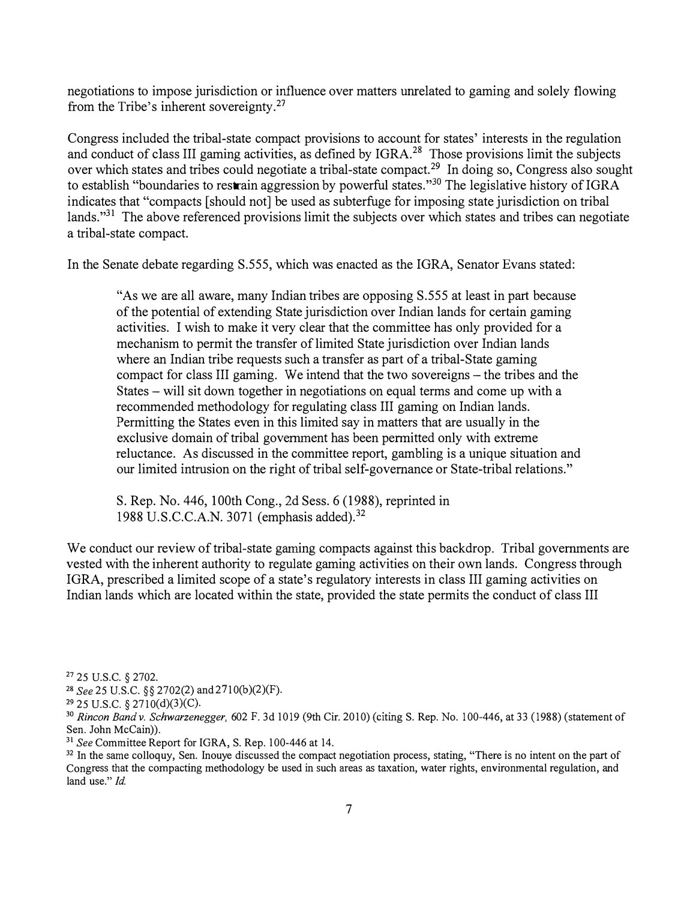negotiations to impose jurisdiction or influence over matters unrelated to gaming and solely flowing from the Tribe's inherent sovereignty.[27]

Congress included the tribal-state compact provisions to account for states' interests in the regulation and conduct of class III gaming activities, as defined by IGRA.[28] Those provisions limit the subjects over which states and tribes could negotiate a tribal-state compact.[29] In doing so, Congress also sought to establish "boundaries to restrain aggression by powerful states."[30] The legislative history of IGRA indicates that "compacts [should not] be used as subterfuge for imposing state jurisdiction on tribal lands."[31] The above referenced provisions limit the subjects over which states and tribes can negotiate a tribal-state compact.

In the Senate debate regarding S.555, which was enacted as the IGRA, Senator Evans stated:

> "As we are all aware, many Indian tribes are opposing S.555 at least in part because of the potential of extending State jurisdiction over Indian lands for certain gaming activities. I wish to make it very clear that the committee has only provided for a mechanism to permit the transfer of limited State jurisdiction over Indian lands where an Indian tribe requests such a transfer as part of a tribal-State gaming compact for class III gaming. We intend that the two sovereigns – the tribes and the States – will sit down together in negotiations on equal terms and come up with a recommended methodology for regulating class III gaming on Indian lands. Permitting the States even in this limited say in matters that are usually in the exclusive domain of tribal government has been permitted only with extreme reluctance. As discussed in the committee report, gambling is a unique situation and our limited intrusion on the right of tribal self-governance or State-tribal relations."
>
> S. Rep. No. 446, 100th Cong., 2d Sess. 6 (1988), reprinted in 1988 U.S.C.C.A.N. 3071 (emphasis added).[32]

We conduct our review of tribal-state gaming compacts against this backdrop. Tribal governments are vested with the inherent authority to regulate gaming activities on their own lands. Congress through IGRA, prescribed a limited scope of a state's regulatory interests in class III gaming activities on Indian lands which are located within the state, provided the state permits the conduct of class III

---

[27] 25 U.S.C. § 2702.

[28] *See* 25 U.S.C. §§ 2702(2) and 2710(b)(2)(F).

[29] 25 U.S.C. § 2710(d)(3)(C).

[30] *Rincon Band v. Schwarzenegger,* 602 F. 3d 1019 (9th Cir. 2010) (citing S. Rep. No. 100-446, at 33 (1988) (statement of Sen. John McCain)).

[31] *See* Committee Report for IGRA, S. Rep. 100-446 at 14.

[32] In the same colloquy, Sen. Inouye discussed the compact negotiation process, stating, "There is no intent on the part of Congress that the compacting methodology be used in such areas as taxation, water rights, environmental regulation, and land use." *Id.*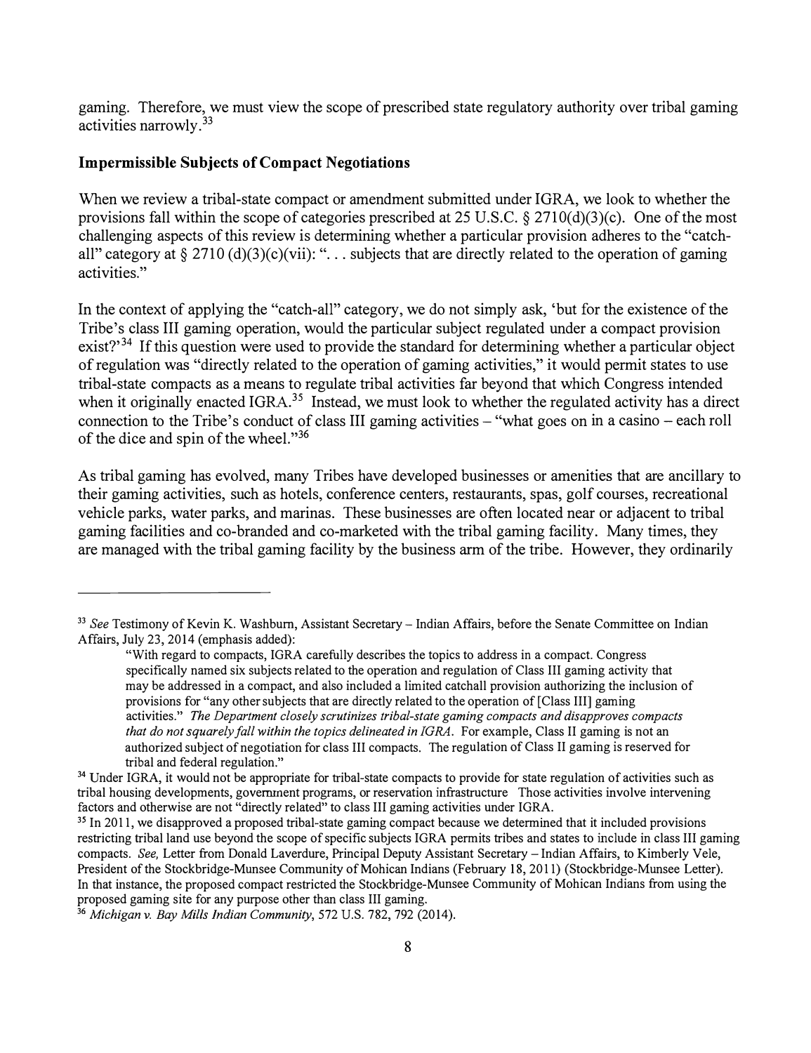gaming. Therefore, we must view the scope of prescribed state regulatory authority over tribal gaming activities narrowly.[33]

**Impermissible Subjects of Compact Negotiations**

When we review a tribal-state compact or amendment submitted under IGRA, we look to whether the provisions fall within the scope of categories prescribed at 25 U.S.C. § 2710(d)(3)(c). One of the most challenging aspects of this review is determining whether a particular provision adheres to the "catch-all" category at § 2710 (d)(3)(c)(vii): ". . . subjects that are directly related to the operation of gaming activities."

In the context of applying the "catch-all" category, we do not simply ask, 'but for the existence of the Tribe's class III gaming operation, would the particular subject regulated under a compact provision exist?'[34] If this question were used to provide the standard for determining whether a particular object of regulation was "directly related to the operation of gaming activities," it would permit states to use tribal-state compacts as a means to regulate tribal activities far beyond that which Congress intended when it originally enacted IGRA.[35] Instead, we must look to whether the regulated activity has a direct connection to the Tribe's conduct of class III gaming activities – "what goes on in a casino – each roll of the dice and spin of the wheel."[36]

As tribal gaming has evolved, many Tribes have developed businesses or amenities that are ancillary to their gaming activities, such as hotels, conference centers, restaurants, spas, golf courses, recreational vehicle parks, water parks, and marinas. These businesses are often located near or adjacent to tribal gaming facilities and co-branded and co-marketed with the tribal gaming facility. Many times, they are managed with the tribal gaming facility by the business arm of the tribe. However, they ordinarily

---

[33] *See* Testimony of Kevin K. Washburn, Assistant Secretary – Indian Affairs, before the Senate Committee on Indian Affairs, July 23, 2014 (emphasis added):

> "With regard to compacts, IGRA carefully describes the topics to address in a compact. Congress specifically named six subjects related to the operation and regulation of Class III gaming activity that may be addressed in a compact, and also included a limited catchall provision authorizing the inclusion of provisions for "any other subjects that are directly related to the operation of [Class III] gaming activities." *The Department closely scrutinizes tribal-state gaming compacts and disapproves compacts that do not squarely fall within the topics delineated in IGRA.* For example, Class II gaming is not an authorized subject of negotiation for class III compacts. The regulation of Class II gaming is reserved for tribal and federal regulation."

[34] Under IGRA, it would not be appropriate for tribal-state compacts to provide for state regulation of activities such as tribal housing developments, government programs, or reservation infrastructure Those activities involve intervening factors and otherwise are not "directly related" to class III gaming activities under IGRA.

[35] In 2011, we disapproved a proposed tribal-state gaming compact because we determined that it included provisions restricting tribal land use beyond the scope of specific subjects IGRA permits tribes and states to include in class III gaming compacts. *See,* Letter from Donald Laverdure, Principal Deputy Assistant Secretary – Indian Affairs, to Kimberly Vele, President of the Stockbridge-Munsee Community of Mohican Indians (February 18, 2011) (Stockbridge-Munsee Letter). In that instance, the proposed compact restricted the Stockbridge-Munsee Community of Mohican Indians from using the proposed gaming site for any purpose other than class III gaming.

[36] *Michigan v. Bay Mills Indian Community*, 572 U.S. 782, 792 (2014).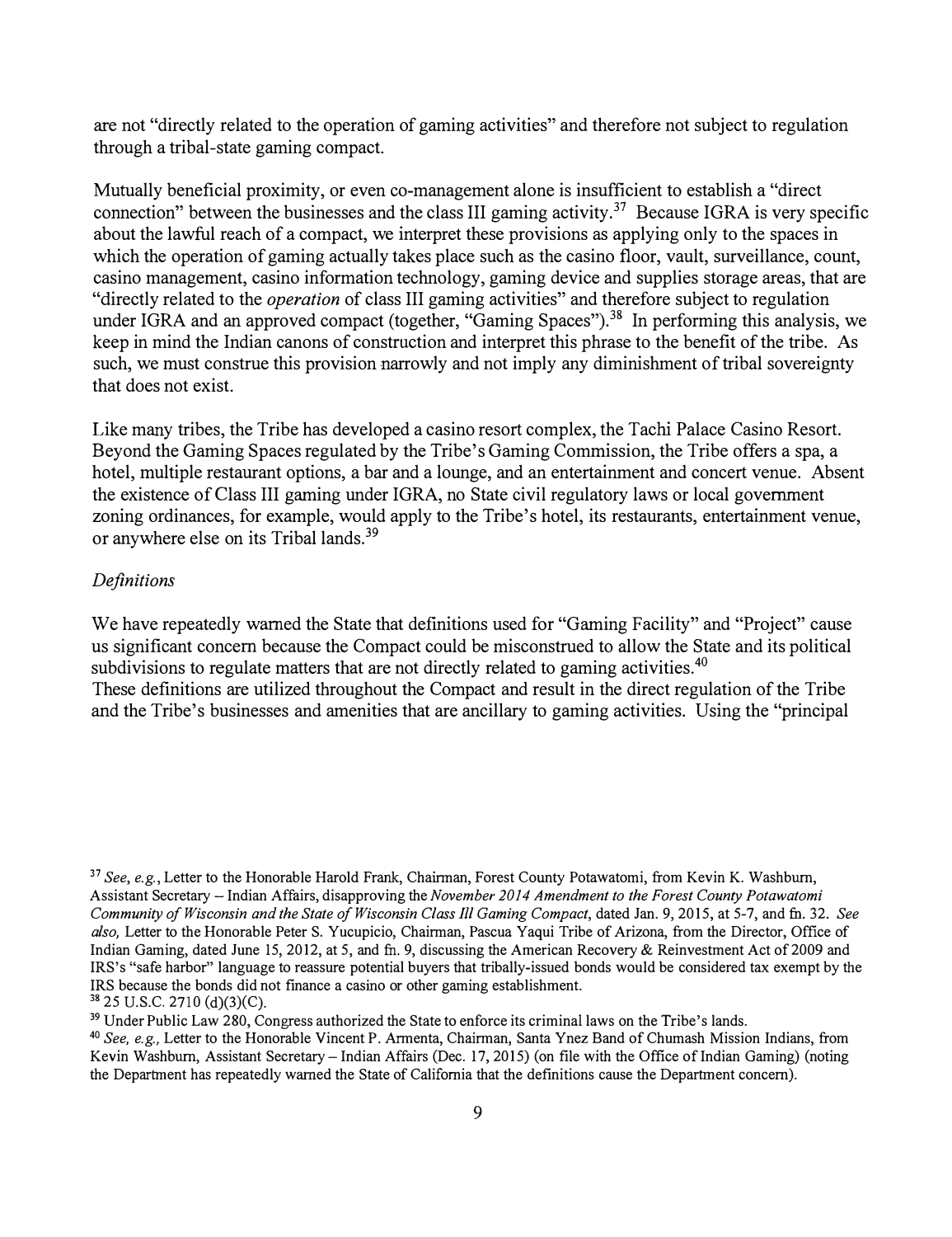are not "directly related to the operation of gaming activities" and therefore not subject to regulation through a tribal-state gaming compact.

Mutually beneficial proximity, or even co-management alone is insufficient to establish a "direct connection" between the businesses and the class III gaming activity.[37] Because IGRA is very specific about the lawful reach of a compact, we interpret these provisions as applying only to the spaces in which the operation of gaming actually takes place such as the casino floor, vault, surveillance, count, casino management, casino information technology, gaming device and supplies storage areas, that are "directly related to the *operation* of class III gaming activities" and therefore subject to regulation under IGRA and an approved compact (together, "Gaming Spaces").[38] In performing this analysis, we keep in mind the Indian canons of construction and interpret this phrase to the benefit of the tribe. As such, we must construe this provision narrowly and not imply any diminishment of tribal sovereignty that does not exist.

Like many tribes, the Tribe has developed a casino resort complex, the Tachi Palace Casino Resort. Beyond the Gaming Spaces regulated by the Tribe's Gaming Commission, the Tribe offers a spa, a hotel, multiple restaurant options, a bar and a lounge, and an entertainment and concert venue. Absent the existence of Class III gaming under IGRA, no State civil regulatory laws or local government zoning ordinances, for example, would apply to the Tribe's hotel, its restaurants, entertainment venue, or anywhere else on its Tribal lands.[39]

*Definitions*

We have repeatedly warned the State that definitions used for "Gaming Facility" and "Project" cause us significant concern because the Compact could be misconstrued to allow the State and its political subdivisions to regulate matters that are not directly related to gaming activities.[40]
These definitions are utilized throughout the Compact and result in the direct regulation of the Tribe and the Tribe's businesses and amenities that are ancillary to gaming activities. Using the "principal

---

[37] *See, e.g.*, Letter to the Honorable Harold Frank, Chairman, Forest County Potawatomi, from Kevin K. Washburn, Assistant Secretary – Indian Affairs, disapproving the *November 2014 Amendment to the Forest County Potawatomi Community of Wisconsin and the State of Wisconsin Class III Gaming Compact*, dated Jan. 9, 2015, at 5-7, and fn. 32. *See also,* Letter to the Honorable Peter S. Yucupicio, Chairman, Pascua Yaqui Tribe of Arizona, from the Director, Office of Indian Gaming, dated June 15, 2012, at 5, and fn. 9, discussing the American Recovery & Reinvestment Act of 2009 and IRS's "safe harbor" language to reassure potential buyers that tribally-issued bonds would be considered tax exempt by the IRS because the bonds did not finance a casino or other gaming establishment.

[38] 25 U.S.C. 2710 (d)(3)(C).

[39] Under Public Law 280, Congress authorized the State to enforce its criminal laws on the Tribe's lands.

[40] *See, e.g.,* Letter to the Honorable Vincent P. Armenta, Chairman, Santa Ynez Band of Chumash Mission Indians, from Kevin Washburn, Assistant Secretary – Indian Affairs (Dec. 17, 2015) (on file with the Office of Indian Gaming) (noting the Department has repeatedly warned the State of California that the definitions cause the Department concern).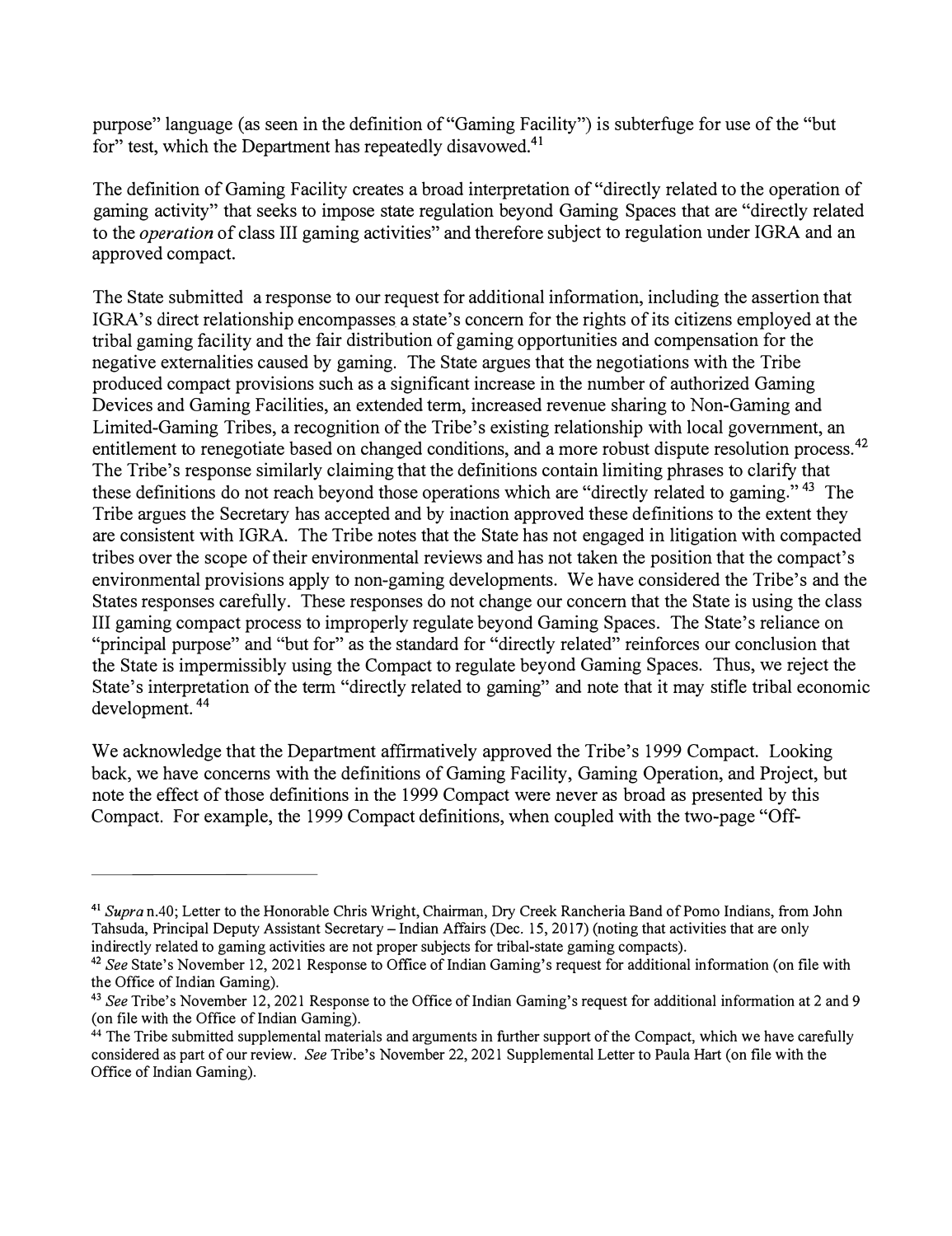purpose" language (as seen in the definition of "Gaming Facility") is subterfuge for use of the "but for" test, which the Department has repeatedly disavowed.[41]

The definition of Gaming Facility creates a broad interpretation of "directly related to the operation of gaming activity" that seeks to impose state regulation beyond Gaming Spaces that are "directly related to the *operation* of class III gaming activities" and therefore subject to regulation under IGRA and an approved compact.

The State submitted a response to our request for additional information, including the assertion that IGRA's direct relationship encompasses a state's concern for the rights of its citizens employed at the tribal gaming facility and the fair distribution of gaming opportunities and compensation for the negative externalities caused by gaming. The State argues that the negotiations with the Tribe produced compact provisions such as a significant increase in the number of authorized Gaming Devices and Gaming Facilities, an extended term, increased revenue sharing to Non-Gaming and Limited-Gaming Tribes, a recognition of the Tribe's existing relationship with local government, an entitlement to renegotiate based on changed conditions, and a more robust dispute resolution process.[42] The Tribe's response similarly claiming that the definitions contain limiting phrases to clarify that these definitions do not reach beyond those operations which are "directly related to gaming." [43] The Tribe argues the Secretary has accepted and by inaction approved these definitions to the extent they are consistent with IGRA. The Tribe notes that the State has not engaged in litigation with compacted tribes over the scope of their environmental reviews and has not taken the position that the compact's environmental provisions apply to non-gaming developments. We have considered the Tribe's and the States responses carefully. These responses do not change our concern that the State is using the class III gaming compact process to improperly regulate beyond Gaming Spaces. The State's reliance on "principal purpose" and "but for" as the standard for "directly related" reinforces our conclusion that the State is impermissibly using the Compact to regulate beyond Gaming Spaces. Thus, we reject the State's interpretation of the term "directly related to gaming" and note that it may stifle tribal economic development. [44]

We acknowledge that the Department affirmatively approved the Tribe's 1999 Compact. Looking back, we have concerns with the definitions of Gaming Facility, Gaming Operation, and Project, but note the effect of those definitions in the 1999 Compact were never as broad as presented by this Compact. For example, the 1999 Compact definitions, when coupled with the two-page "Off-

---

[41] *Supra* n.40; Letter to the Honorable Chris Wright, Chairman, Dry Creek Rancheria Band of Pomo Indians, from John Tahsuda, Principal Deputy Assistant Secretary – Indian Affairs (Dec. 15, 2017) (noting that activities that are only indirectly related to gaming activities are not proper subjects for tribal-state gaming compacts).

[42] *See* State's November 12, 2021 Response to Office of Indian Gaming's request for additional information (on file with the Office of Indian Gaming).

[43] *See* Tribe's November 12, 2021 Response to the Office of Indian Gaming's request for additional information at 2 and 9 (on file with the Office of Indian Gaming).

[44] The Tribe submitted supplemental materials and arguments in further support of the Compact, which we have carefully considered as part of our review. *See* Tribe's November 22, 2021 Supplemental Letter to Paula Hart (on file with the Office of Indian Gaming).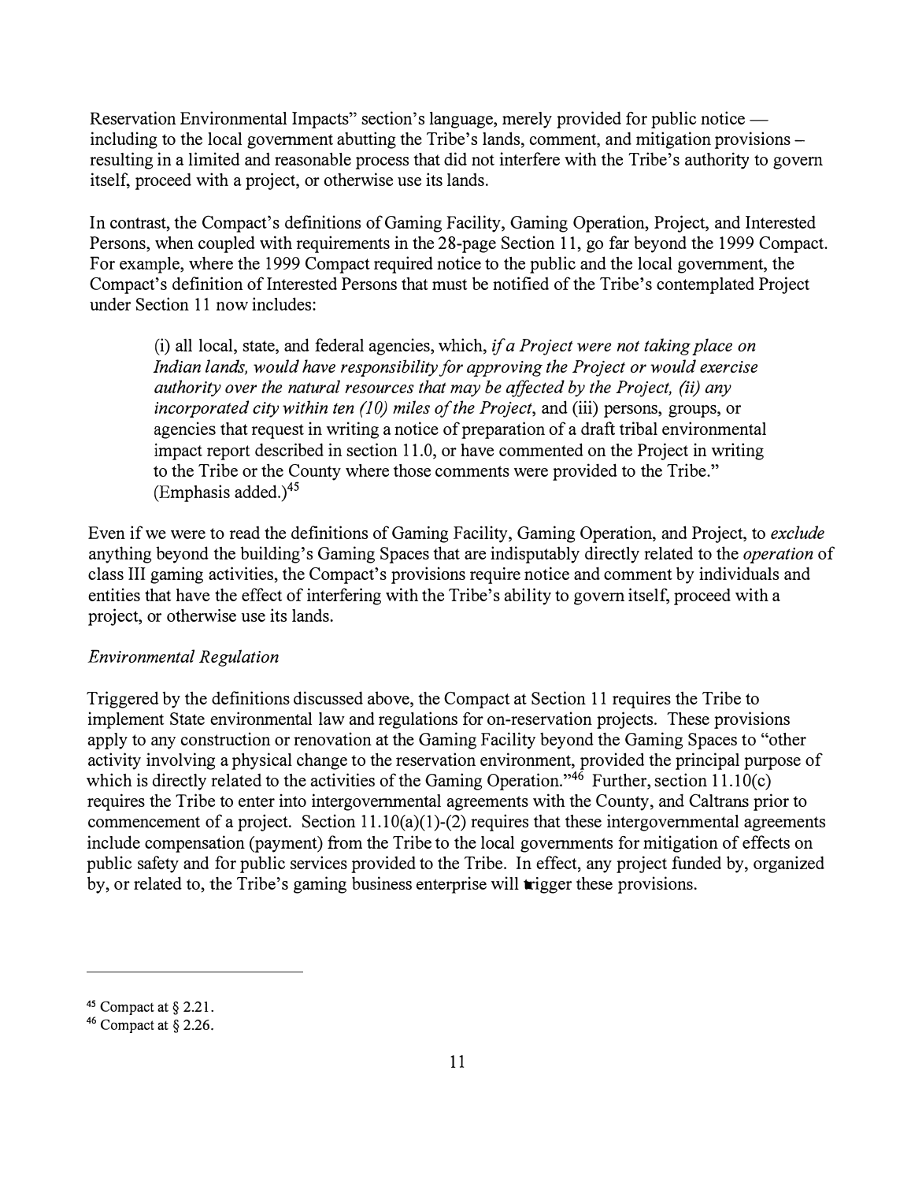Reservation Environmental Impacts" section's language, merely provided for public notice — including to the local government abutting the Tribe's lands, comment, and mitigation provisions – resulting in a limited and reasonable process that did not interfere with the Tribe's authority to govern itself, proceed with a project, or otherwise use its lands.

In contrast, the Compact's definitions of Gaming Facility, Gaming Operation, Project, and Interested Persons, when coupled with requirements in the 28-page Section 11, go far beyond the 1999 Compact. For example, where the 1999 Compact required notice to the public and the local government, the Compact's definition of Interested Persons that must be notified of the Tribe's contemplated Project under Section 11 now includes:

> (i) all local, state, and federal agencies, which, *if a Project were not taking place on Indian lands, would have responsibility for approving the Project or would exercise authority over the natural resources that may be affected by the Project, (ii) any incorporated city within ten (10) miles of the Project*, and (iii) persons, groups, or agencies that request in writing a notice of preparation of a draft tribal environmental impact report described in section 11.0, or have commented on the Project in writing to the Tribe or the County where those comments were provided to the Tribe." (Emphasis added.)[45]

Even if we were to read the definitions of Gaming Facility, Gaming Operation, and Project, to *exclude* anything beyond the building's Gaming Spaces that are indisputably directly related to the *operation* of class III gaming activities, the Compact's provisions require notice and comment by individuals and entities that have the effect of interfering with the Tribe's ability to govern itself, proceed with a project, or otherwise use its lands.

*Environmental Regulation*

Triggered by the definitions discussed above, the Compact at Section 11 requires the Tribe to implement State environmental law and regulations for on-reservation projects. These provisions apply to any construction or renovation at the Gaming Facility beyond the Gaming Spaces to "other activity involving a physical change to the reservation environment, provided the principal purpose of which is directly related to the activities of the Gaming Operation."[46] Further, section 11.10(c) requires the Tribe to enter into intergovernmental agreements with the County, and Caltrans prior to commencement of a project. Section 11.10(a)(1)-(2) requires that these intergovernmental agreements include compensation (payment) from the Tribe to the local governments for mitigation of effects on public safety and for public services provided to the Tribe. In effect, any project funded by, organized by, or related to, the Tribe's gaming business enterprise will trigger these provisions.

---

[45] Compact at § 2.21.

[46] Compact at § 2.26.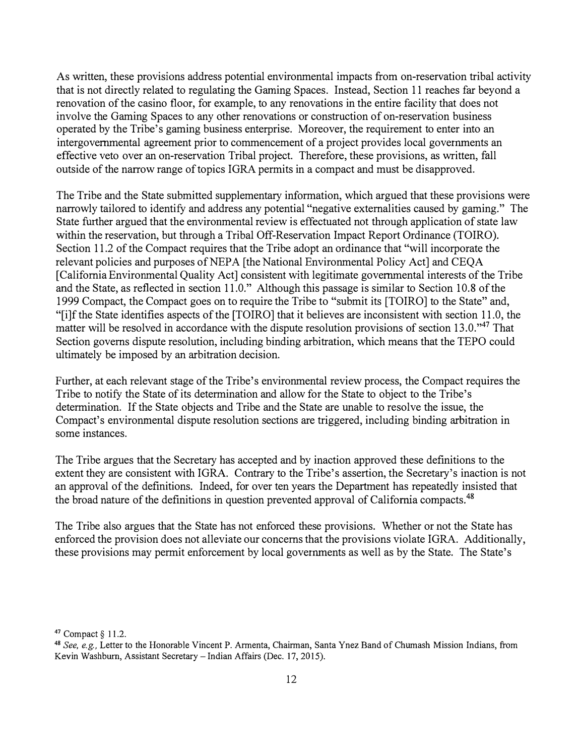As written, these provisions address potential environmental impacts from on-reservation tribal activity that is not directly related to regulating the Gaming Spaces. Instead, Section 11 reaches far beyond a renovation of the casino floor, for example, to any renovations in the entire facility that does not involve the Gaming Spaces to any other renovations or construction of on-reservation business operated by the Tribe's gaming business enterprise. Moreover, the requirement to enter into an intergovernmental agreement prior to commencement of a project provides local governments an effective veto over an on-reservation Tribal project. Therefore, these provisions, as written, fall outside of the narrow range of topics IGRA permits in a compact and must be disapproved.

The Tribe and the State submitted supplementary information, which argued that these provisions were narrowly tailored to identify and address any potential "negative externalities caused by gaming." The State further argued that the environmental review is effectuated not through application of state law within the reservation, but through a Tribal Off-Reservation Impact Report Ordinance (TOIRO). Section 11.2 of the Compact requires that the Tribe adopt an ordinance that "will incorporate the relevant policies and purposes of NEPA [the National Environmental Policy Act] and CEQA [California Environmental Quality Act] consistent with legitimate governmental interests of the Tribe and the State, as reflected in section 11.0." Although this passage is similar to Section 10.8 of the 1999 Compact, the Compact goes on to require the Tribe to "submit its [TOIRO] to the State" and, "[i]f the State identifies aspects of the [TOIRO] that it believes are inconsistent with section 11.0, the matter will be resolved in accordance with the dispute resolution provisions of section 13.0."[47] That Section governs dispute resolution, including binding arbitration, which means that the TEPO could ultimately be imposed by an arbitration decision.

Further, at each relevant stage of the Tribe's environmental review process, the Compact requires the Tribe to notify the State of its determination and allow for the State to object to the Tribe's determination. If the State objects and Tribe and the State are unable to resolve the issue, the Compact's environmental dispute resolution sections are triggered, including binding arbitration in some instances.

The Tribe argues that the Secretary has accepted and by inaction approved these definitions to the extent they are consistent with IGRA. Contrary to the Tribe's assertion, the Secretary's inaction is not an approval of the definitions. Indeed, for over ten years the Department has repeatedly insisted that the broad nature of the definitions in question prevented approval of California compacts.[48]

The Tribe also argues that the State has not enforced these provisions. Whether or not the State has enforced the provision does not alleviate our concerns that the provisions violate IGRA. Additionally, these provisions may permit enforcement by local governments as well as by the State. The State's

---

[47] Compact § 11.2.

[48] *See, e.g.,* Letter to the Honorable Vincent P. Armenta, Chairman, Santa Ynez Band of Chumash Mission Indians, from Kevin Washburn, Assistant Secretary – Indian Affairs (Dec. 17, 2015).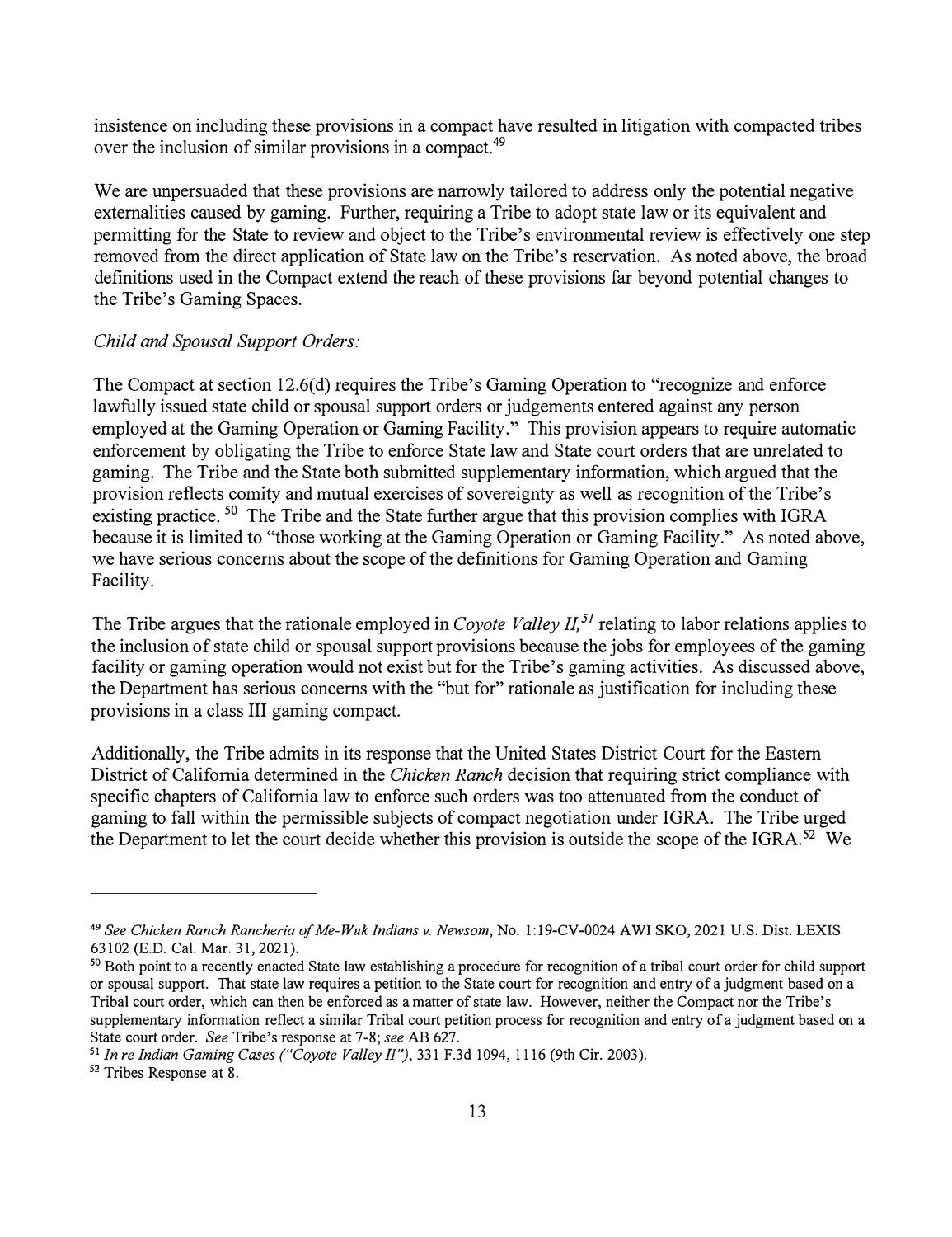insistence on including these provisions in a compact have resulted in litigation with compacted tribes over the inclusion of similar provisions in a compact.[49]

We are unpersuaded that these provisions are narrowly tailored to address only the potential negative externalities caused by gaming. Further, requiring a Tribe to adopt state law or its equivalent and permitting for the State to review and object to the Tribe's environmental review is effectively one step removed from the direct application of State law on the Tribe's reservation. As noted above, the broad definitions used in the Compact extend the reach of these provisions far beyond potential changes to the Tribe's Gaming Spaces.

*Child and Spousal Support Orders:*

The Compact at section 12.6(d) requires the Tribe's Gaming Operation to "recognize and enforce lawfully issued state child or spousal support orders or judgements entered against any person employed at the Gaming Operation or Gaming Facility." This provision appears to require automatic enforcement by obligating the Tribe to enforce State law and State court orders that are unrelated to gaming. The Tribe and the State both submitted supplementary information, which argued that the provision reflects comity and mutual exercises of sovereignty as well as recognition of the Tribe's existing practice.[50] The Tribe and the State further argue that this provision complies with IGRA because it is limited to "those working at the Gaming Operation or Gaming Facility." As noted above, we have serious concerns about the scope of the definitions for Gaming Operation and Gaming Facility.

The Tribe argues that the rationale employed in *Coyote Valley II,*[51] relating to labor relations applies to the inclusion of state child or spousal support provisions because the jobs for employees of the gaming facility or gaming operation would not exist but for the Tribe's gaming activities. As discussed above, the Department has serious concerns with the "but for" rationale as justification for including these provisions in a class III gaming compact.

Additionally, the Tribe admits in its response that the United States District Court for the Eastern District of California determined in the *Chicken Ranch* decision that requiring strict compliance with specific chapters of California law to enforce such orders was too attenuated from the conduct of gaming to fall within the permissible subjects of compact negotiation under IGRA. The Tribe urged the Department to let the court decide whether this provision is outside the scope of the IGRA.[52] We

---

[49] *See Chicken Ranch Rancheria of Me-Wuk Indians v. Newsom*, No. 1:19-CV-0024 AWI SKO, 2021 U.S. Dist. LEXIS 63102 (E.D. Cal. Mar. 31, 2021).

[50] Both point to a recently enacted State law establishing a procedure for recognition of a tribal court order for child support or spousal support. That state law requires a petition to the State court for recognition and entry of a judgment based on a Tribal court order, which can then be enforced as a matter of state law. However, neither the Compact nor the Tribe's supplementary information reflect a similar Tribal court petition process for recognition and entry of a judgment based on a State court order. *See* Tribe's response at 7-8; *see* AB 627.

[51] *In re Indian Gaming Cases ("Coyote Valley II")*, 331 F.3d 1094, 1116 (9th Cir. 2003).

[52] Tribes Response at 8.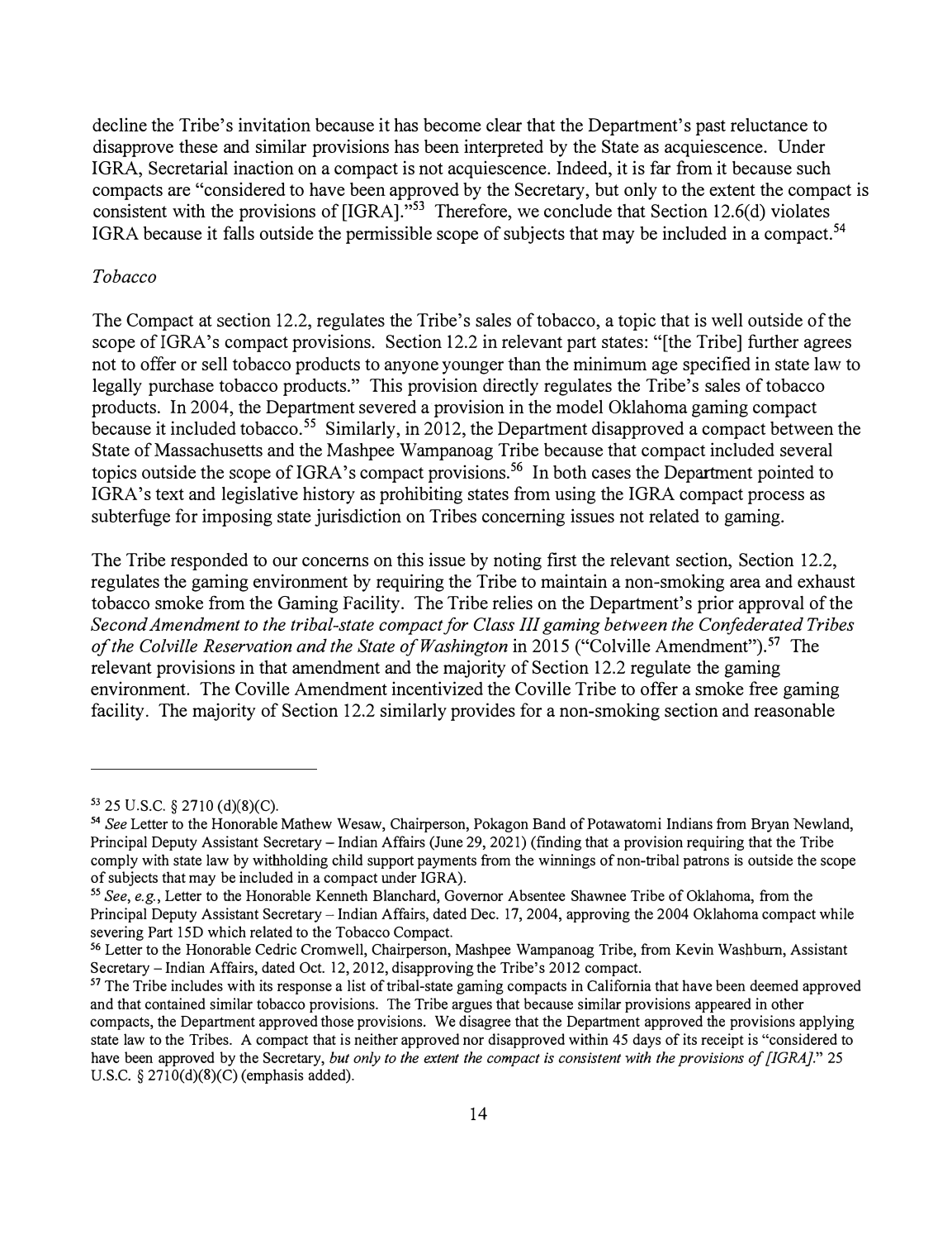decline the Tribe's invitation because it has become clear that the Department's past reluctance to disapprove these and similar provisions has been interpreted by the State as acquiescence. Under IGRA, Secretarial inaction on a compact is not acquiescence. Indeed, it is far from it because such compacts are "considered to have been approved by the Secretary, but only to the extent the compact is consistent with the provisions of [IGRA]."[53] Therefore, we conclude that Section 12.6(d) violates IGRA because it falls outside the permissible scope of subjects that may be included in a compact.[54]

*Tobacco*

The Compact at section 12.2, regulates the Tribe's sales of tobacco, a topic that is well outside of the scope of IGRA's compact provisions. Section 12.2 in relevant part states: "[the Tribe] further agrees not to offer or sell tobacco products to anyone younger than the minimum age specified in state law to legally purchase tobacco products." This provision directly regulates the Tribe's sales of tobacco products. In 2004, the Department severed a provision in the model Oklahoma gaming compact because it included tobacco.[55] Similarly, in 2012, the Department disapproved a compact between the State of Massachusetts and the Mashpee Wampanoag Tribe because that compact included several topics outside the scope of IGRA's compact provisions.[56] In both cases the Department pointed to IGRA's text and legislative history as prohibiting states from using the IGRA compact process as subterfuge for imposing state jurisdiction on Tribes concerning issues not related to gaming.

The Tribe responded to our concerns on this issue by noting first the relevant section, Section 12.2, regulates the gaming environment by requiring the Tribe to maintain a non-smoking area and exhaust tobacco smoke from the Gaming Facility. The Tribe relies on the Department's prior approval of the *Second Amendment to the tribal-state compact for Class III gaming between the Confederated Tribes of the Colville Reservation and the State of Washington* in 2015 ("Colville Amendment").[57] The relevant provisions in that amendment and the majority of Section 12.2 regulate the gaming environment. The Coville Amendment incentivized the Coville Tribe to offer a smoke free gaming facility. The majority of Section 12.2 similarly provides for a non-smoking section and reasonable

---

[53] 25 U.S.C. § 2710 (d)(8)(C).

[54] *See* Letter to the Honorable Mathew Wesaw, Chairperson, Pokagon Band of Potawatomi Indians from Bryan Newland, Principal Deputy Assistant Secretary – Indian Affairs (June 29, 2021) (finding that a provision requiring that the Tribe comply with state law by withholding child support payments from the winnings of non-tribal patrons is outside the scope of subjects that may be included in a compact under IGRA).

[55] *See, e.g.,* Letter to the Honorable Kenneth Blanchard, Governor Absentee Shawnee Tribe of Oklahoma, from the Principal Deputy Assistant Secretary – Indian Affairs, dated Dec. 17, 2004, approving the 2004 Oklahoma compact while severing Part 15D which related to the Tobacco Compact.

[56] Letter to the Honorable Cedric Cromwell, Chairperson, Mashpee Wampanoag Tribe, from Kevin Washburn, Assistant Secretary – Indian Affairs, dated Oct. 12, 2012, disapproving the Tribe's 2012 compact.

[57] The Tribe includes with its response a list of tribal-state gaming compacts in California that have been deemed approved and that contained similar tobacco provisions. The Tribe argues that because similar provisions appeared in other compacts, the Department approved those provisions. We disagree that the Department approved the provisions applying state law to the Tribes. A compact that is neither approved nor disapproved within 45 days of its receipt is "considered to have been approved by the Secretary, *but only to the extent the compact is consistent with the provisions of [IGRA].*" 25 U.S.C. § 2710(d)(8)(C) (emphasis added).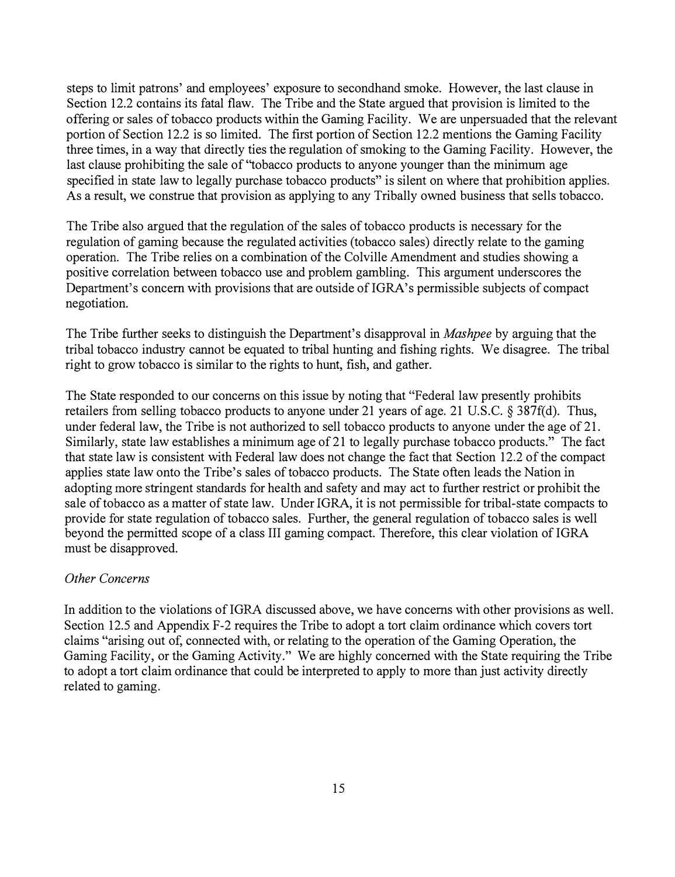steps to limit patrons' and employees' exposure to secondhand smoke. However, the last clause in Section 12.2 contains its fatal flaw. The Tribe and the State argued that provision is limited to the offering or sales of tobacco products within the Gaming Facility. We are unpersuaded that the relevant portion of Section 12.2 is so limited. The first portion of Section 12.2 mentions the Gaming Facility three times, in a way that directly ties the regulation of smoking to the Gaming Facility. However, the last clause prohibiting the sale of "tobacco products to anyone younger than the minimum age specified in state law to legally purchase tobacco products" is silent on where that prohibition applies. As a result, we construe that provision as applying to any Tribally owned business that sells tobacco.

The Tribe also argued that the regulation of the sales of tobacco products is necessary for the regulation of gaming because the regulated activities (tobacco sales) directly relate to the gaming operation. The Tribe relies on a combination of the Colville Amendment and studies showing a positive correlation between tobacco use and problem gambling. This argument underscores the Department's concern with provisions that are outside of IGRA's permissible subjects of compact negotiation.

The Tribe further seeks to distinguish the Department's disapproval in *Mashpee* by arguing that the tribal tobacco industry cannot be equated to tribal hunting and fishing rights. We disagree. The tribal right to grow tobacco is similar to the rights to hunt, fish, and gather.

The State responded to our concerns on this issue by noting that "Federal law presently prohibits retailers from selling tobacco products to anyone under 21 years of age. 21 U.S.C. § 387f(d). Thus, under federal law, the Tribe is not authorized to sell tobacco products to anyone under the age of 21. Similarly, state law establishes a minimum age of 21 to legally purchase tobacco products." The fact that state law is consistent with Federal law does not change the fact that Section 12.2 of the compact applies state law onto the Tribe's sales of tobacco products. The State often leads the Nation in adopting more stringent standards for health and safety and may act to further restrict or prohibit the sale of tobacco as a matter of state law. Under IGRA, it is not permissible for tribal-state compacts to provide for state regulation of tobacco sales. Further, the general regulation of tobacco sales is well beyond the permitted scope of a class III gaming compact. Therefore, this clear violation of IGRA must be disapproved.

*Other Concerns*

In addition to the violations of IGRA discussed above, we have concerns with other provisions as well. Section 12.5 and Appendix F-2 requires the Tribe to adopt a tort claim ordinance which covers tort claims "arising out of, connected with, or relating to the operation of the Gaming Operation, the Gaming Facility, or the Gaming Activity." We are highly concerned with the State requiring the Tribe to adopt a tort claim ordinance that could be interpreted to apply to more than just activity directly related to gaming.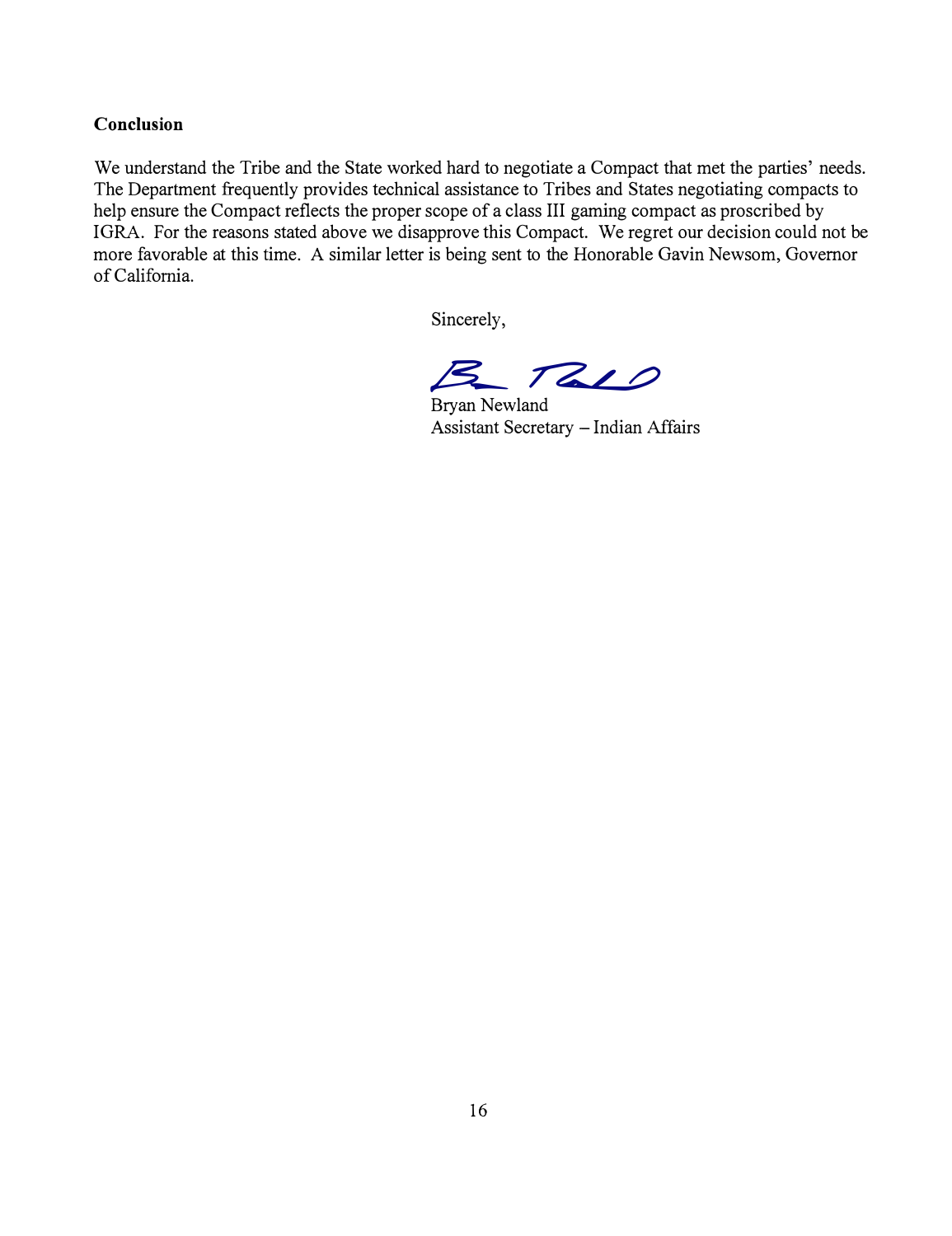**Conclusion**

We understand the Tribe and the State worked hard to negotiate a Compact that met the parties' needs. The Department frequently provides technical assistance to Tribes and States negotiating compacts to help ensure the Compact reflects the proper scope of a class III gaming compact as proscribed by IGRA. For the reasons stated above we disapprove this Compact. We regret our decision could not be more favorable at this time. A similar letter is being sent to the Honorable Gavin Newsom, Governor of California.

Sincerely,

Bryan Newland
Assistant Secretary – Indian Affairs